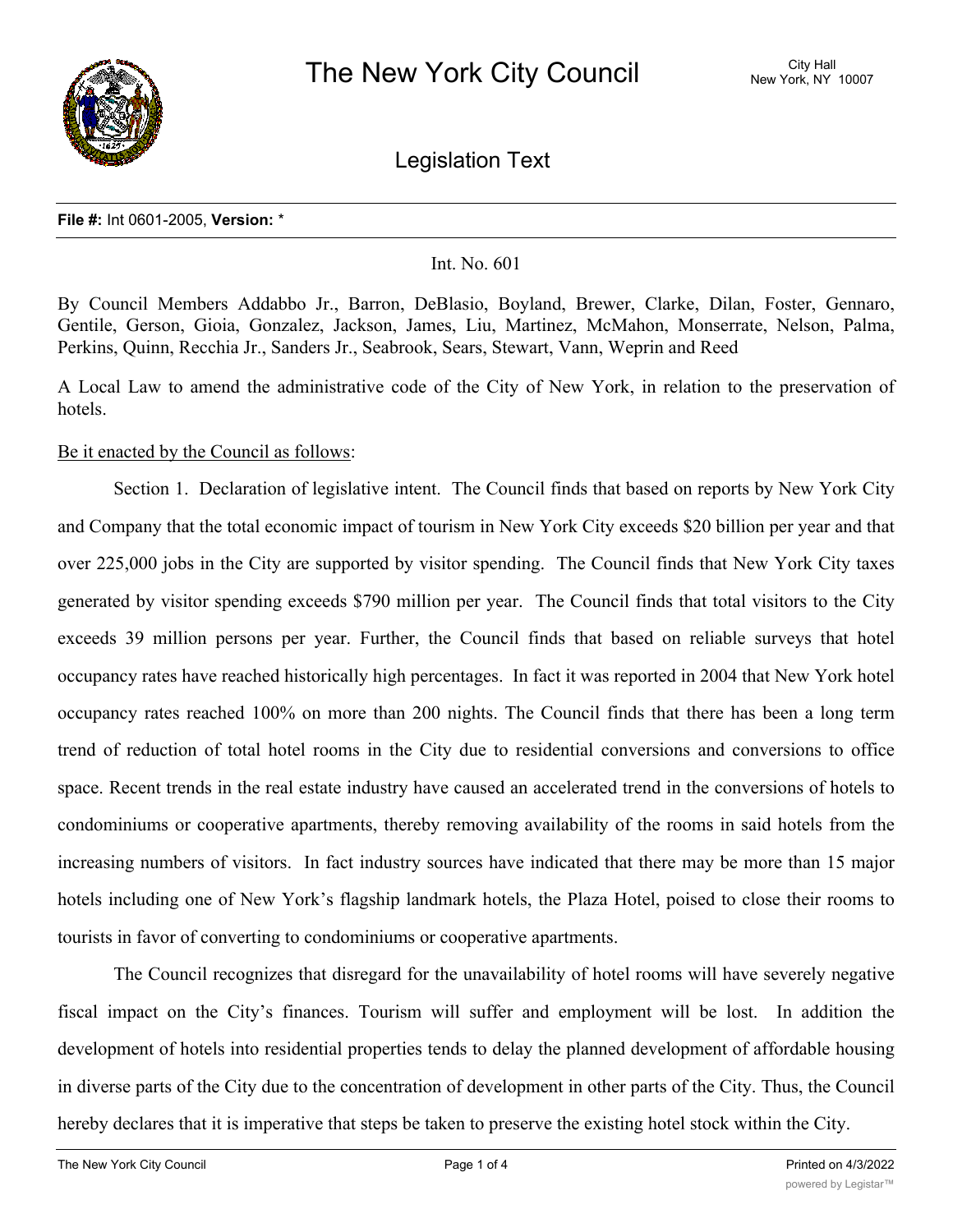# The New York City Council

City Hall
New York, NY 10007

## Legislation Text

**File #:** Int 0601-2005, **Version:** *

Int. No. 601

By Council Members Addabbo Jr., Barron, DeBlasio, Boyland, Brewer, Clarke, Dilan, Foster, Gennaro, Gentile, Gerson, Gioia, Gonzalez, Jackson, James, Liu, Martinez, McMahon, Monserrate, Nelson, Palma, Perkins, Quinn, Recchia Jr., Sanders Jr., Seabrook, Sears, Stewart, Vann, Weprin and Reed

A Local Law to amend the administrative code of the City of New York, in relation to the preservation of hotels.

Be it enacted by the Council as follows:

Section 1. Declaration of legislative intent. The Council finds that based on reports by New York City and Company that the total economic impact of tourism in New York City exceeds $20 billion per year and that over 225,000 jobs in the City are supported by visitor spending. The Council finds that New York City taxes generated by visitor spending exceeds $790 million per year. The Council finds that total visitors to the City exceeds 39 million persons per year. Further, the Council finds that based on reliable surveys that hotel occupancy rates have reached historically high percentages. In fact it was reported in 2004 that New York hotel occupancy rates reached 100% on more than 200 nights. The Council finds that there has been a long term trend of reduction of total hotel rooms in the City due to residential conversions and conversions to office space. Recent trends in the real estate industry have caused an accelerated trend in the conversions of hotels to condominiums or cooperative apartments, thereby removing availability of the rooms in said hotels from the increasing numbers of visitors. In fact industry sources have indicated that there may be more than 15 major hotels including one of New York's flagship landmark hotels, the Plaza Hotel, poised to close their rooms to tourists in favor of converting to condominiums or cooperative apartments.

The Council recognizes that disregard for the unavailability of hotel rooms will have severely negative fiscal impact on the City's finances. Tourism will suffer and employment will be lost. In addition the development of hotels into residential properties tends to delay the planned development of affordable housing in diverse parts of the City due to the concentration of development in other parts of the City. Thus, the Council hereby declares that it is imperative that steps be taken to preserve the existing hotel stock within the City.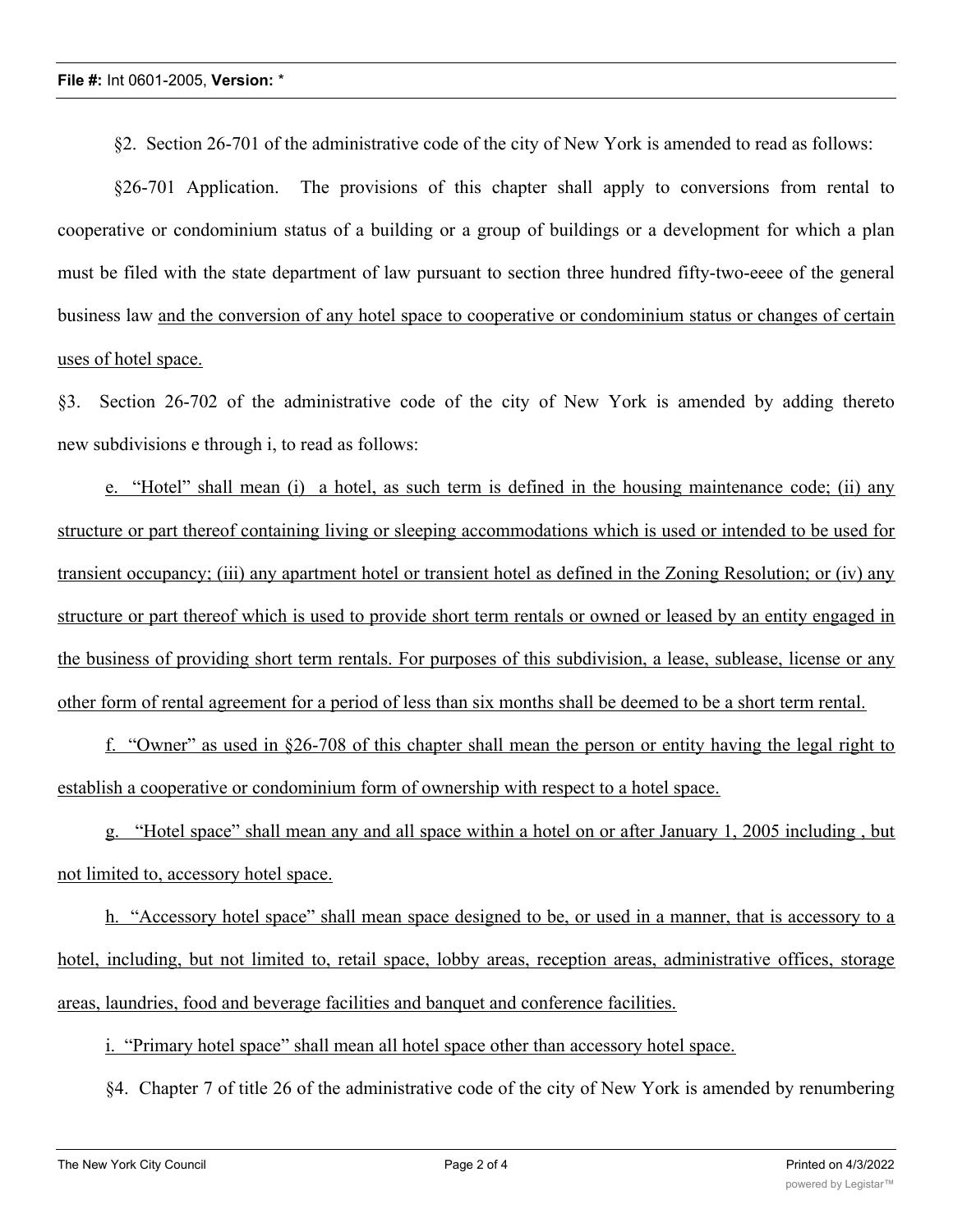§2. Section 26-701 of the administrative code of the city of New York is amended to read as follows:

§26-701 Application. The provisions of this chapter shall apply to conversions from rental to cooperative or condominium status of a building or a group of buildings or a development for which a plan must be filed with the state department of law pursuant to section three hundred fifty-two-eeee of the general business law <u>and the conversion of any hotel space to cooperative or condominium status or changes of certain uses of hotel space.</u>

§3. Section 26-702 of the administrative code of the city of New York is amended by adding thereto new subdivisions e through i, to read as follows:

<u>e. "Hotel" shall mean (i) a hotel, as such term is defined in the housing maintenance code; (ii) any structure or part thereof containing living or sleeping accommodations which is used or intended to be used for transient occupancy; (iii) any apartment hotel or transient hotel as defined in the Zoning Resolution; or (iv) any structure or part thereof which is used to provide short term rentals or owned or leased by an entity engaged in the business of providing short term rentals. For purposes of this subdivision, a lease, sublease, license or any other form of rental agreement for a period of less than six months shall be deemed to be a short term rental.</u>

<u>f. "Owner" as used in §26-708 of this chapter shall mean the person or entity having the legal right to establish a cooperative or condominium form of ownership with respect to a hotel space.</u>

<u>g. "Hotel space" shall mean any and all space within a hotel on or after January 1, 2005 including , but not limited to, accessory hotel space.</u>

<u>h. "Accessory hotel space" shall mean space designed to be, or used in a manner, that is accessory to a hotel, including, but not limited to, retail space, lobby areas, reception areas, administrative offices, storage areas, laundries, food and beverage facilities and banquet and conference facilities.</u>

<u>i. "Primary hotel space" shall mean all hotel space other than accessory hotel space.</u>

§4. Chapter 7 of title 26 of the administrative code of the city of New York is amended by renumbering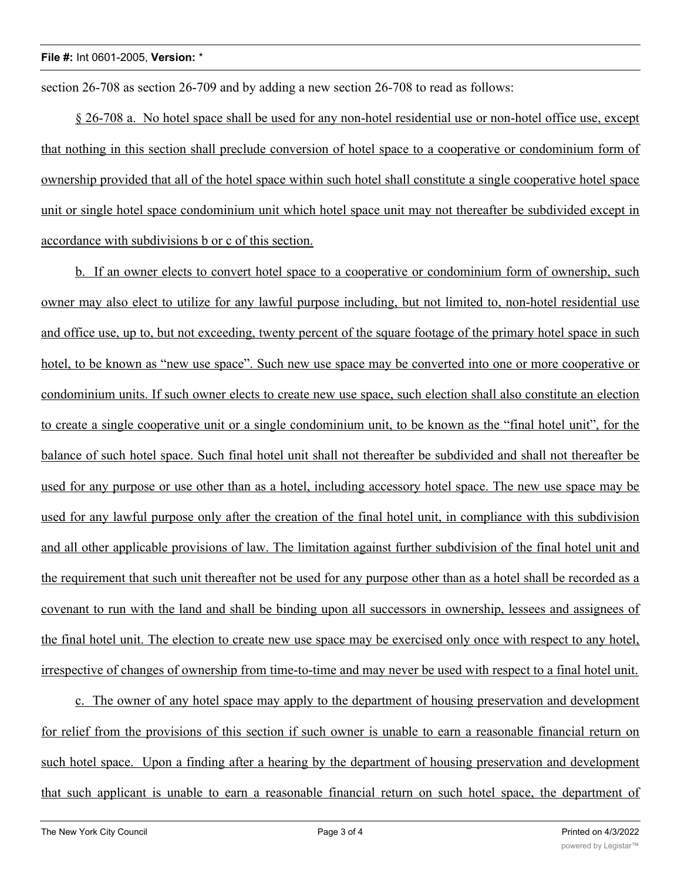section 26-708 as section 26-709 and by adding a new section 26-708 to read as follows:

§ 26-708 a. No hotel space shall be used for any non-hotel residential use or non-hotel office use, except that nothing in this section shall preclude conversion of hotel space to a cooperative or condominium form of ownership provided that all of the hotel space within such hotel shall constitute a single cooperative hotel space unit or single hotel space condominium unit which hotel space unit may not thereafter be subdivided except in accordance with subdivisions b or c of this section.

b. If an owner elects to convert hotel space to a cooperative or condominium form of ownership, such owner may also elect to utilize for any lawful purpose including, but not limited to, non-hotel residential use and office use, up to, but not exceeding, twenty percent of the square footage of the primary hotel space in such hotel, to be known as "new use space". Such new use space may be converted into one or more cooperative or condominium units. If such owner elects to create new use space, such election shall also constitute an election to create a single cooperative unit or a single condominium unit, to be known as the "final hotel unit", for the balance of such hotel space. Such final hotel unit shall not thereafter be subdivided and shall not thereafter be used for any purpose or use other than as a hotel, including accessory hotel space. The new use space may be used for any lawful purpose only after the creation of the final hotel unit, in compliance with this subdivision and all other applicable provisions of law. The limitation against further subdivision of the final hotel unit and the requirement that such unit thereafter not be used for any purpose other than as a hotel shall be recorded as a covenant to run with the land and shall be binding upon all successors in ownership, lessees and assignees of the final hotel unit. The election to create new use space may be exercised only once with respect to any hotel, irrespective of changes of ownership from time-to-time and may never be used with respect to a final hotel unit.

c. The owner of any hotel space may apply to the department of housing preservation and development for relief from the provisions of this section if such owner is unable to earn a reasonable financial return on such hotel space. Upon a finding after a hearing by the department of housing preservation and development that such applicant is unable to earn a reasonable financial return on such hotel space, the department of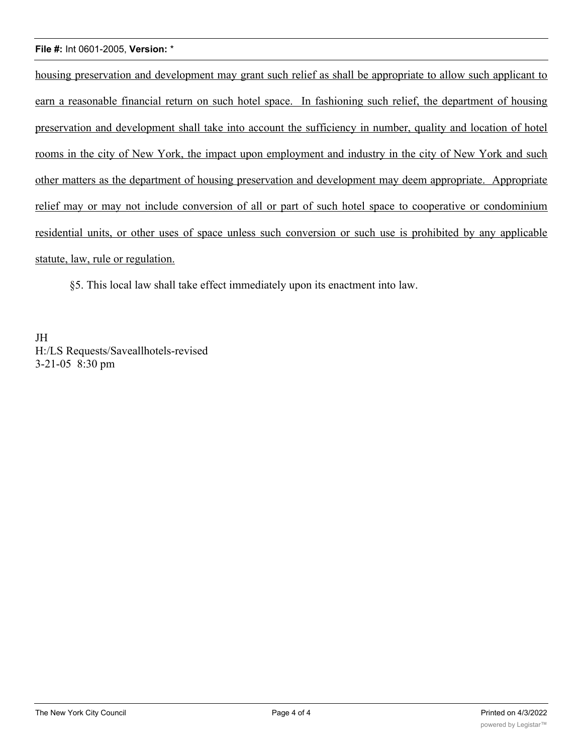housing preservation and development may grant such relief as shall be appropriate to allow such applicant to earn a reasonable financial return on such hotel space. In fashioning such relief, the department of housing preservation and development shall take into account the sufficiency in number, quality and location of hotel rooms in the city of New York, the impact upon employment and industry in the city of New York and such other matters as the department of housing preservation and development may deem appropriate. Appropriate relief may or may not include conversion of all or part of such hotel space to cooperative or condominium residential units, or other uses of space unless such conversion or such use is prohibited by any applicable statute, law, rule or regulation.

§5. This local law shall take effect immediately upon its enactment into law.

JH
H:/LS Requests/Saveallhotels-revised
3-21-05 8:30 pm